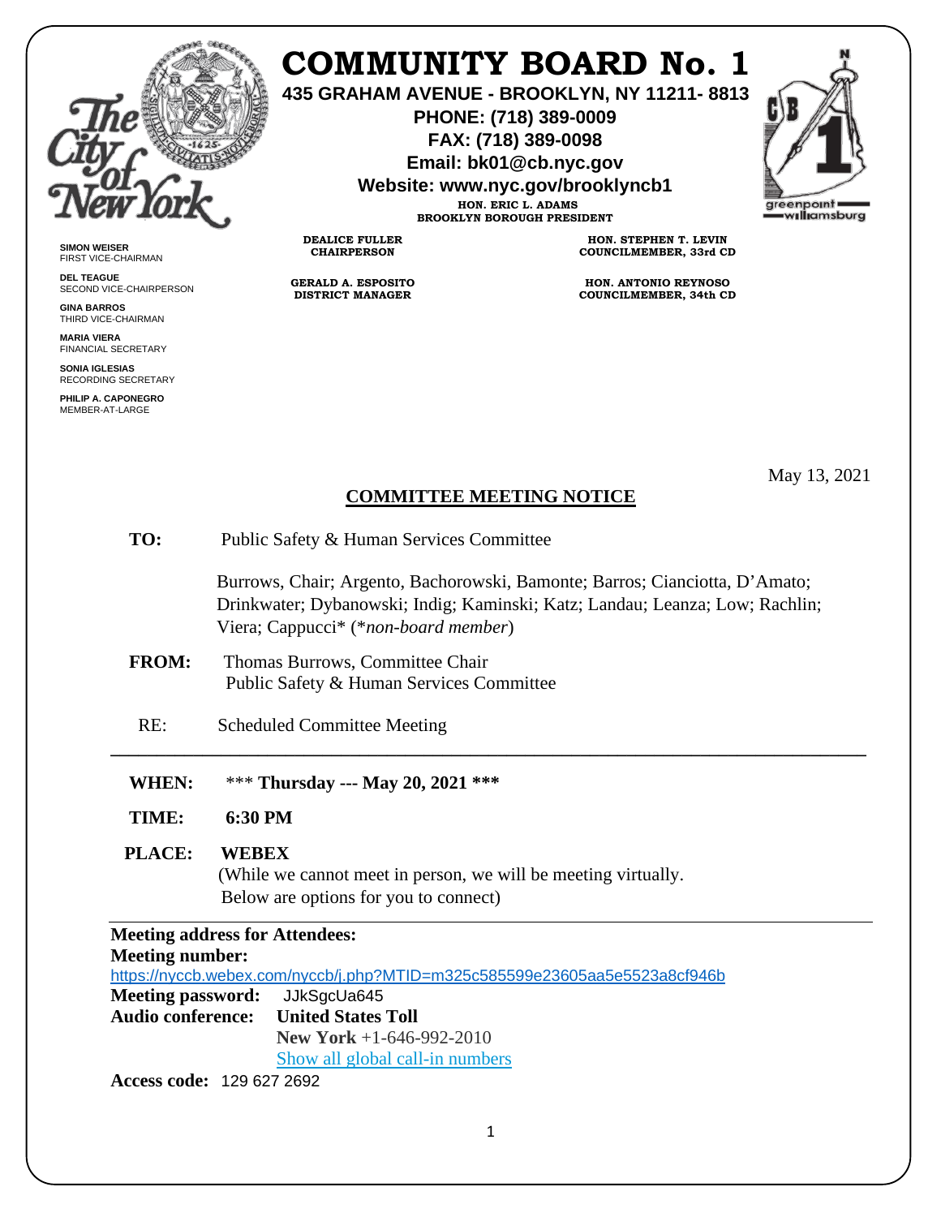# COMMUNITY BOARD No. 1

**435 GRAHAM AVENUE - BROOKLYN, NY 11211- 8813**
**PHONE: (718) 389-0009**
**FAX: (718) 389-0098**
**Email: bk01@cb.nyc.gov**
**Website: www.nyc.gov/brooklyncb1**

**HON. ERIC L. ADAMS**
**BROOKLYN BOROUGH PRESIDENT**

**SIMON WEISER**
FIRST VICE-CHAIRMAN

**DEL TEAGUE**
SECOND VICE-CHAIRPERSON

**GINA BARROS**
THIRD VICE-CHAIRMAN

**MARIA VIERA**
FINANCIAL SECRETARY

**SONIA IGLESIAS**
RECORDING SECRETARY

**PHILIP A. CAPONEGRO**
MEMBER-AT-LARGE

**DEALICE FULLER**
**CHAIRPERSON**

**GERALD A. ESPOSITO**
**DISTRICT MANAGER**

**HON. STEPHEN T. LEVIN**
**COUNCILMEMBER, 33rd CD**

**HON. ANTONIO REYNOSO**
**COUNCILMEMBER, 34th CD**

May 13, 2021

## COMMITTEE MEETING NOTICE

**TO:** Public Safety & Human Services Committee

Burrows, Chair; Argento, Bachorowski, Bamonte; Barros; Cianciotta, D'Amato; Drinkwater; Dybanowski; Indig; Kaminski; Katz; Landau; Leanza; Low; Rachlin; Viera; Cappucci* (*non-board member*)

**FROM:** Thomas Burrows, Committee Chair
Public Safety & Human Services Committee

RE: Scheduled Committee Meeting

---

**WHEN:** *** **Thursday --- May 20, 2021 \*\*\***

**TIME:** **6:30 PM**

**PLACE:** **WEBEX**
(While we cannot meet in person, we will be meeting virtually.
Below are options for you to connect)

---

**Meeting address for Attendees:**
**Meeting number:**
https://nyccb.webex.com/nyccb/j.php?MTID=m325c585599e23605aa5e5523a8cf946b
**Meeting password:** JJkSgcUa645
**Audio conference:** **United States Toll**
**New York** +1-646-992-2010
Show all global call-in numbers
**Access code:** 129 627 2692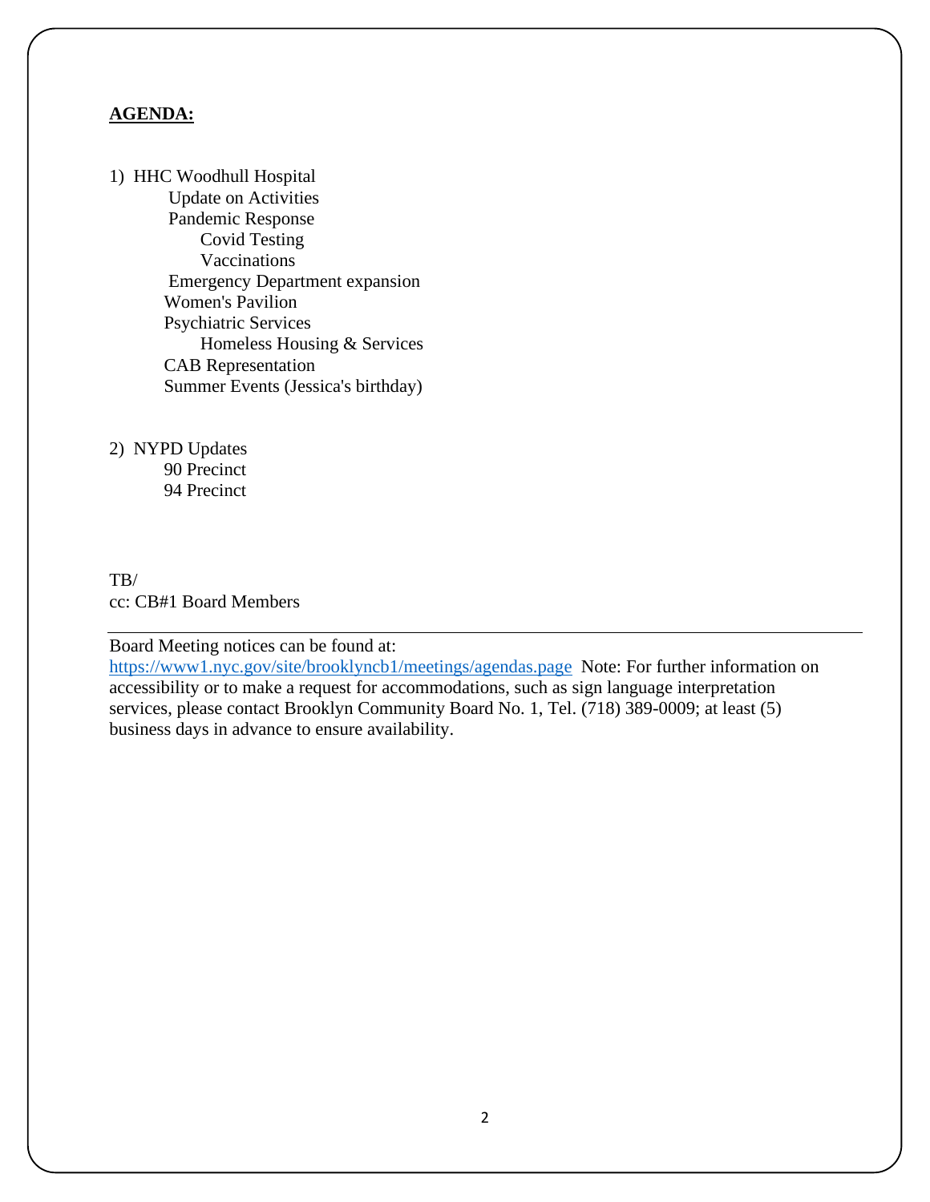**AGENDA:**

1) HHC Woodhull Hospital
   - Update on Activities
   - Pandemic Response
     - Covid Testing
     - Vaccinations
   - Emergency Department expansion
   - Women's Pavilion
   - Psychiatric Services
     - Homeless Housing & Services
   - CAB Representation
   - Summer Events (Jessica's birthday)

2) NYPD Updates
   - 90 Precinct
   - 94 Precinct

TB/
cc: CB#1 Board Members

---

Board Meeting notices can be found at:
https://www1.nyc.gov/site/brooklyncb1/meetings/agendas.page Note: For further information on accessibility or to make a request for accommodations, such as sign language interpretation services, please contact Brooklyn Community Board No. 1, Tel. (718) 389-0009; at least (5) business days in advance to ensure availability.